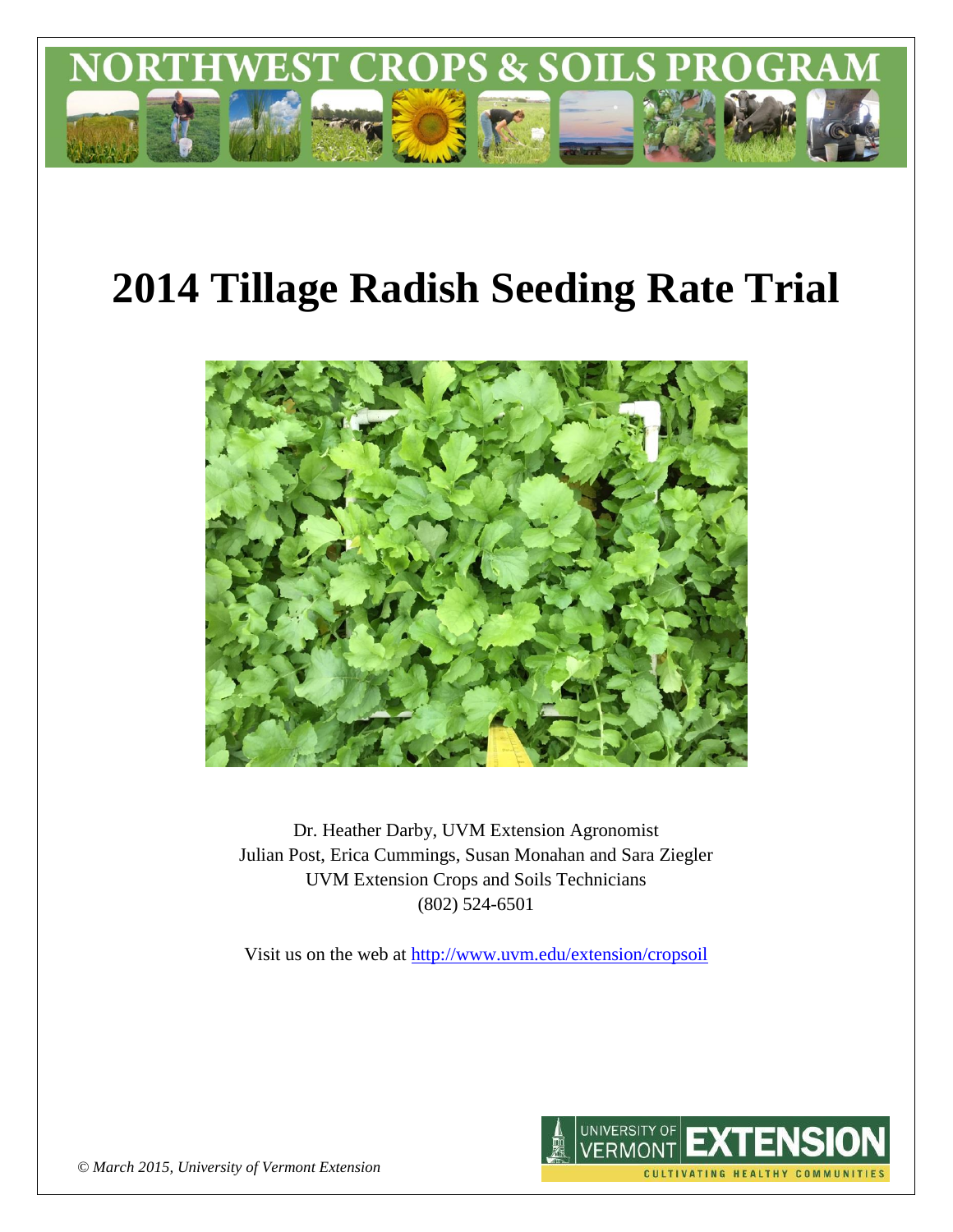# NORTHWEST CROPS & SOILS PROGRAM

# 2014 Tillage Radish Seeding Rate Trial

Dr. Heather Darby, UVM Extension Agronomist
Julian Post, Erica Cummings, Susan Monahan and Sara Ziegler
UVM Extension Crops and Soils Technicians
(802) 524-6501

Visit us on the web at http://www.uvm.edu/extension/cropsoil

*© March 2015, University of Vermont Extension*

UNIVERSITY OF VERMONT EXTENSION
CULTIVATING HEALTHY COMMUNITIES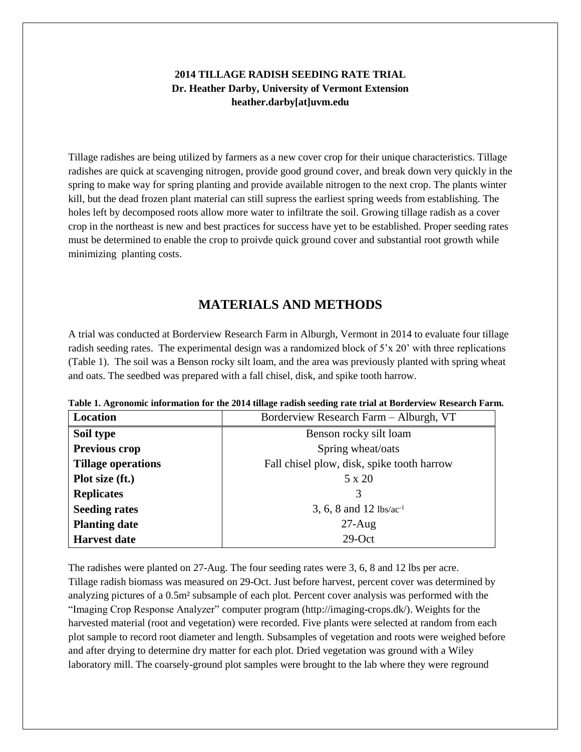**2014 TILLAGE RADISH SEEDING RATE TRIAL**
**Dr. Heather Darby, University of Vermont Extension**
**heather.darby[at]uvm.edu**

Tillage radishes are being utilized by farmers as a new cover crop for their unique characteristics. Tillage radishes are quick at scavenging nitrogen, provide good ground cover, and break down very quickly in the spring to make way for spring planting and provide available nitrogen to the next crop. The plants winter kill, but the dead frozen plant material can still supress the earliest spring weeds from establishing. The holes left by decomposed roots allow more water to infiltrate the soil. Growing tillage radish as a cover crop in the northeast is new and best practices for success have yet to be established. Proper seeding rates must be determined to enable the crop to proivde quick ground cover and substantial root growth while minimizing planting costs.

## MATERIALS AND METHODS

A trial was conducted at Borderview Research Farm in Alburgh, Vermont in 2014 to evaluate four tillage radish seeding rates. The experimental design was a randomized block of 5'x 20' with three replications (Table 1). The soil was a Benson rocky silt loam, and the area was previously planted with spring wheat and oats. The seedbed was prepared with a fall chisel, disk, and spike tooth harrow.

**Table 1. Agronomic information for the 2014 tillage radish seeding rate trial at Borderview Research Farm.**

| Location | Borderview Research Farm – Alburgh, VT |
|---|---|
| **Soil type** | Benson rocky silt loam |
| **Previous crop** | Spring wheat/oats |
| **Tillage operations** | Fall chisel plow, disk, spike tooth harrow |
| **Plot size (ft.)** | 5 x 20 |
| **Replicates** | 3 |
| **Seeding rates** | 3, 6, 8 and 12 lbs/ac$^{-1}$ |
| **Planting date** | 27-Aug |
| **Harvest date** | 29-Oct |

The radishes were planted on 27-Aug. The four seeding rates were 3, 6, 8 and 12 lbs per acre. Tillage radish biomass was measured on 29-Oct. Just before harvest, percent cover was determined by analyzing pictures of a 0.5m² subsample of each plot. Percent cover analysis was performed with the "Imaging Crop Response Analyzer" computer program (http://imaging-crops.dk/). Weights for the harvested material (root and vegetation) were recorded. Five plants were selected at random from each plot sample to record root diameter and length. Subsamples of vegetation and roots were weighed before and after drying to determine dry matter for each plot. Dried vegetation was ground with a Wiley laboratory mill. The coarsely-ground plot samples were brought to the lab where they were reground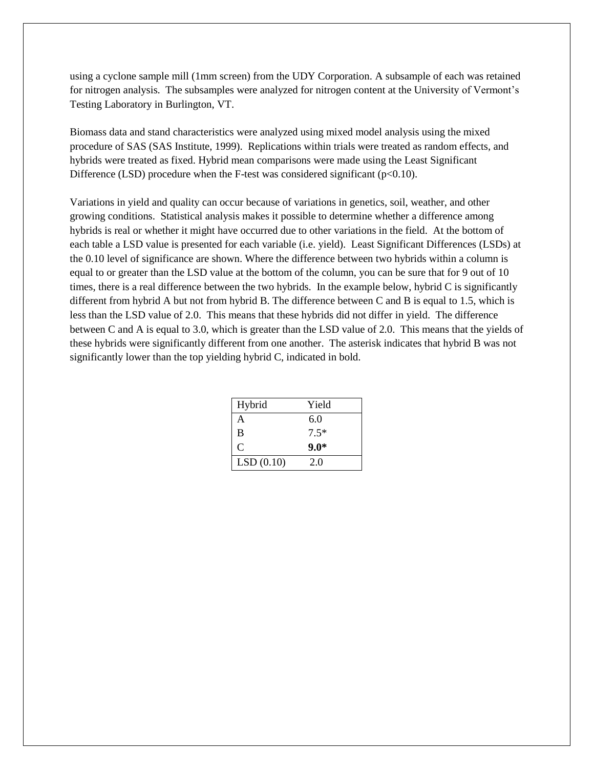using a cyclone sample mill (1mm screen) from the UDY Corporation. A subsample of each was retained for nitrogen analysis. The subsamples were analyzed for nitrogen content at the University of Vermont's Testing Laboratory in Burlington, VT.

Biomass data and stand characteristics were analyzed using mixed model analysis using the mixed procedure of SAS (SAS Institute, 1999). Replications within trials were treated as random effects, and hybrids were treated as fixed. Hybrid mean comparisons were made using the Least Significant Difference (LSD) procedure when the F-test was considered significant ($p<0.10$).

Variations in yield and quality can occur because of variations in genetics, soil, weather, and other growing conditions. Statistical analysis makes it possible to determine whether a difference among hybrids is real or whether it might have occurred due to other variations in the field. At the bottom of each table a LSD value is presented for each variable (i.e. yield). Least Significant Differences (LSDs) at the 0.10 level of significance are shown. Where the difference between two hybrids within a column is equal to or greater than the LSD value at the bottom of the column, you can be sure that for 9 out of 10 times, there is a real difference between the two hybrids. In the example below, hybrid C is significantly different from hybrid A but not from hybrid B. The difference between C and B is equal to 1.5, which is less than the LSD value of 2.0. This means that these hybrids did not differ in yield. The difference between C and A is equal to 3.0, which is greater than the LSD value of 2.0. This means that the yields of these hybrids were significantly different from one another. The asterisk indicates that hybrid B was not significantly lower than the top yielding hybrid C, indicated in bold.

| Hybrid | Yield |
|---|---|
| A | 6.0 |
| B | 7.5* |
| C | **9.0*** |
| LSD (0.10) | 2.0 |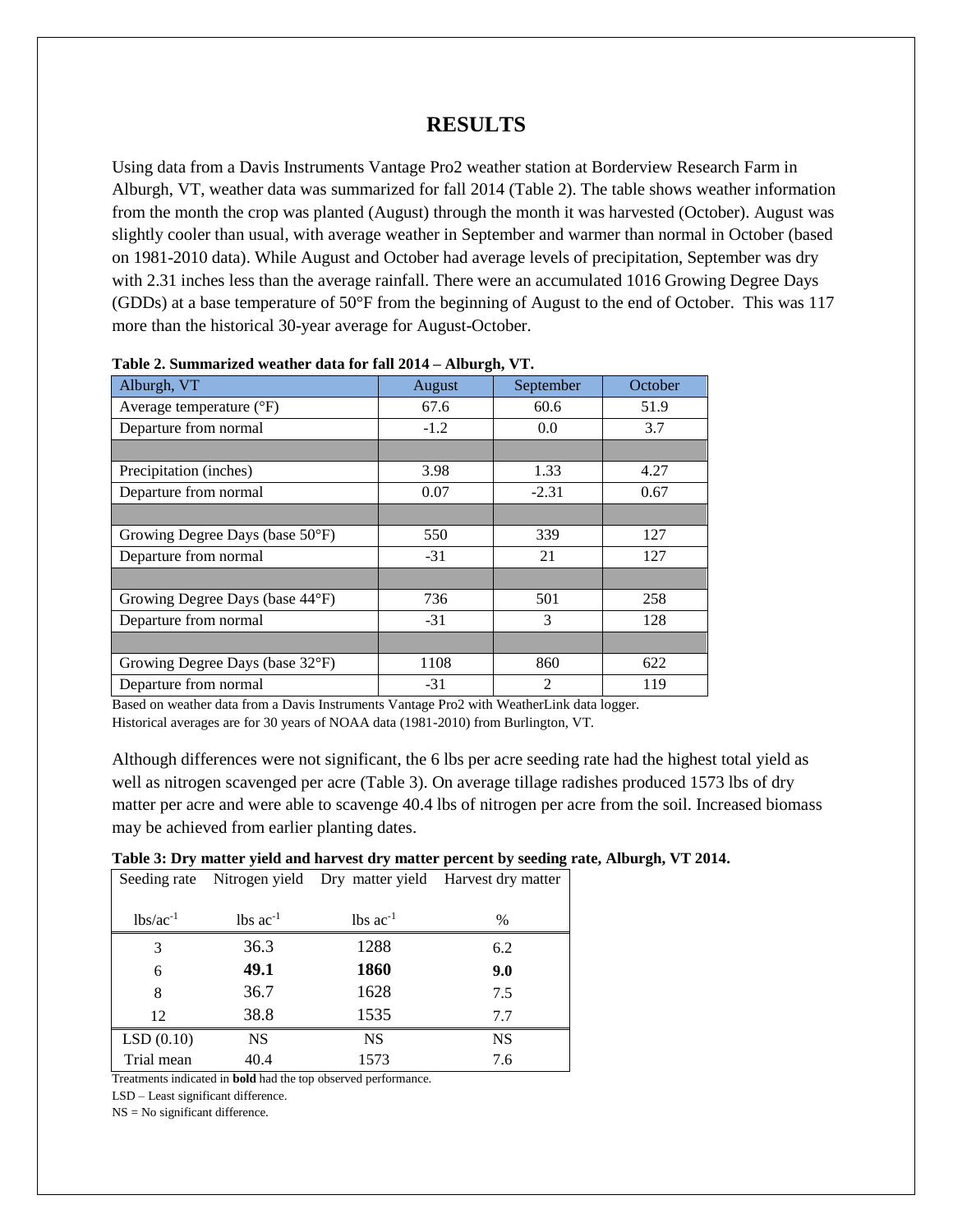# RESULTS

Using data from a Davis Instruments Vantage Pro2 weather station at Borderview Research Farm in Alburgh, VT, weather data was summarized for fall 2014 (Table 2). The table shows weather information from the month the crop was planted (August) through the month it was harvested (October). August was slightly cooler than usual, with average weather in September and warmer than normal in October (based on 1981-2010 data). While August and October had average levels of precipitation, September was dry with 2.31 inches less than the average rainfall. There were an accumulated 1016 Growing Degree Days (GDDs) at a base temperature of 50°F from the beginning of August to the end of October. This was 117 more than the historical 30-year average for August-October.

**Table 2. Summarized weather data for fall 2014 – Alburgh, VT.**

| Alburgh, VT | August | September | October |
|---|---|---|---|
| Average temperature (°F) | 67.6 | 60.6 | 51.9 |
| Departure from normal | -1.2 | 0.0 | 3.7 |
| | | | |
| Precipitation (inches) | 3.98 | 1.33 | 4.27 |
| Departure from normal | 0.07 | -2.31 | 0.67 |
| | | | |
| Growing Degree Days (base 50°F) | 550 | 339 | 127 |
| Departure from normal | -31 | 21 | 127 |
| | | | |
| Growing Degree Days (base 44°F) | 736 | 501 | 258 |
| Departure from normal | -31 | 3 | 128 |
| | | | |
| Growing Degree Days (base 32°F) | 1108 | 860 | 622 |
| Departure from normal | -31 | 2 | 119 |

Based on weather data from a Davis Instruments Vantage Pro2 with WeatherLink data logger.
Historical averages are for 30 years of NOAA data (1981-2010) from Burlington, VT.

Although differences were not significant, the 6 lbs per acre seeding rate had the highest total yield as well as nitrogen scavenged per acre (Table 3). On average tillage radishes produced 1573 lbs of dry matter per acre and were able to scavenge 40.4 lbs of nitrogen per acre from the soil. Increased biomass may be achieved from earlier planting dates.

**Table 3: Dry matter yield and harvest dry matter percent by seeding rate, Alburgh, VT 2014.**

| Seeding rate | Nitrogen yield | Dry matter yield | Harvest dry matter |
|---|---|---|---|
| $lbs/ac^{-1}$ | lbs $ac^{-1}$ | lbs $ac^{-1}$ | % |
| 3 | 36.3 | 1288 | 6.2 |
| 6 | **49.1** | **1860** | **9.0** |
| 8 | 36.7 | 1628 | 7.5 |
| 12 | 38.8 | 1535 | 7.7 |
| LSD (0.10) | NS | NS | NS |
| Trial mean | 40.4 | 1573 | 7.6 |

Treatments indicated in **bold** had the top observed performance.

LSD – Least significant difference.

NS = No significant difference.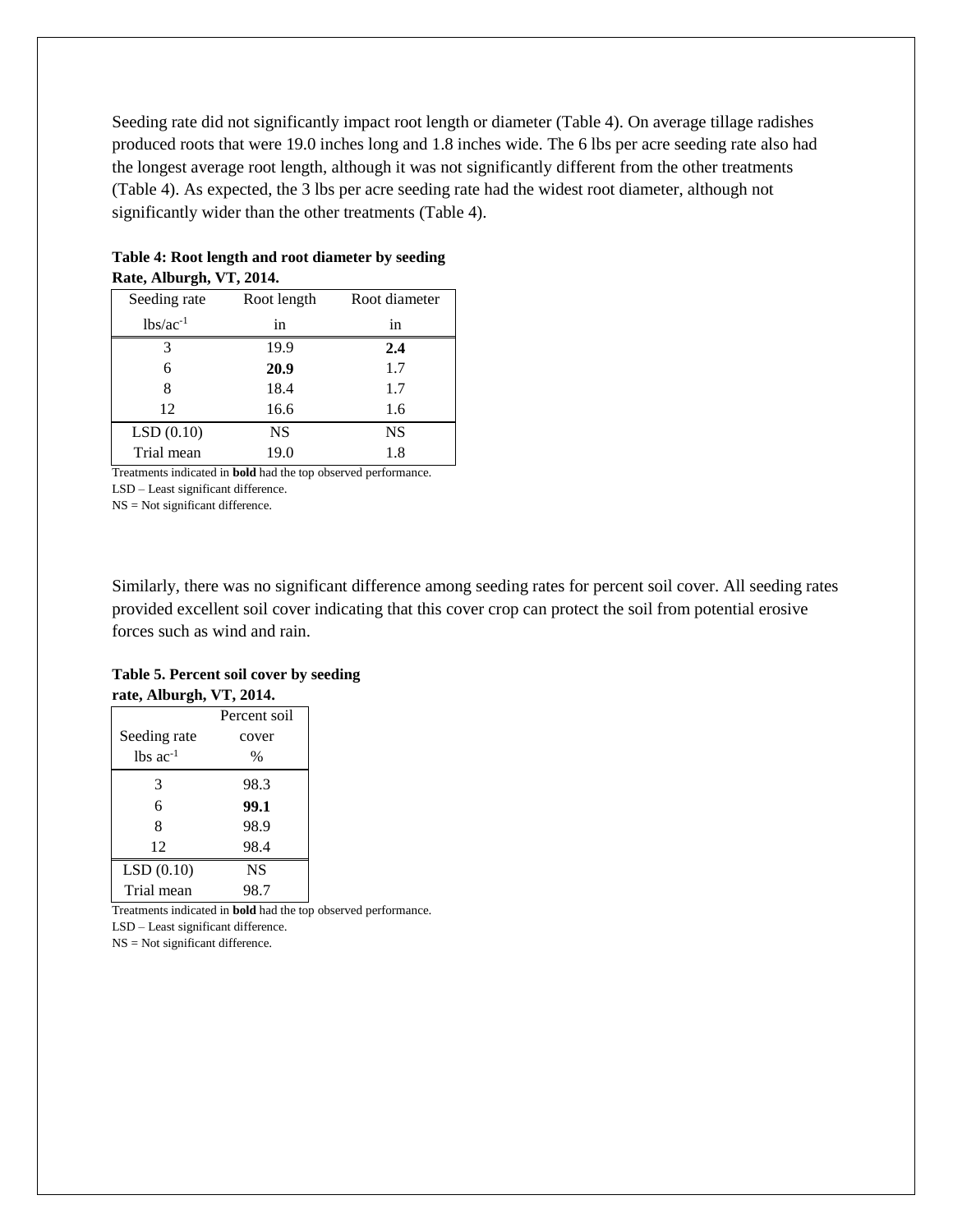Seeding rate did not significantly impact root length or diameter (Table 4). On average tillage radishes produced roots that were 19.0 inches long and 1.8 inches wide. The 6 lbs per acre seeding rate also had the longest average root length, although it was not significantly different from the other treatments (Table 4). As expected, the 3 lbs per acre seeding rate had the widest root diameter, although not significantly wider than the other treatments (Table 4).

**Table 4: Root length and root diameter by seeding Rate, Alburgh, VT, 2014.**

| Seeding rate | Root length | Root diameter |
|---|---|---|
| $lbs/ac^{-1}$ | in | in |
| 3 | 19.9 | **2.4** |
| 6 | **20.9** | 1.7 |
| 8 | 18.4 | 1.7 |
| 12 | 16.6 | 1.6 |
| LSD (0.10) | NS | NS |
| Trial mean | 19.0 | 1.8 |

Treatments indicated in **bold** had the top observed performance.
LSD – Least significant difference.
NS = Not significant difference.

Similarly, there was no significant difference among seeding rates for percent soil cover. All seeding rates provided excellent soil cover indicating that this cover crop can protect the soil from potential erosive forces such as wind and rain.

**Table 5. Percent soil cover by seeding rate, Alburgh, VT, 2014.**

| Seeding rate | Percent soil cover |
|---|---|
| lbs $ac^{-1}$ | % |
| 3 | 98.3 |
| 6 | **99.1** |
| 8 | 98.9 |
| 12 | 98.4 |
| LSD (0.10) | NS |
| Trial mean | 98.7 |

Treatments indicated in **bold** had the top observed performance.
LSD – Least significant difference.
NS = Not significant difference.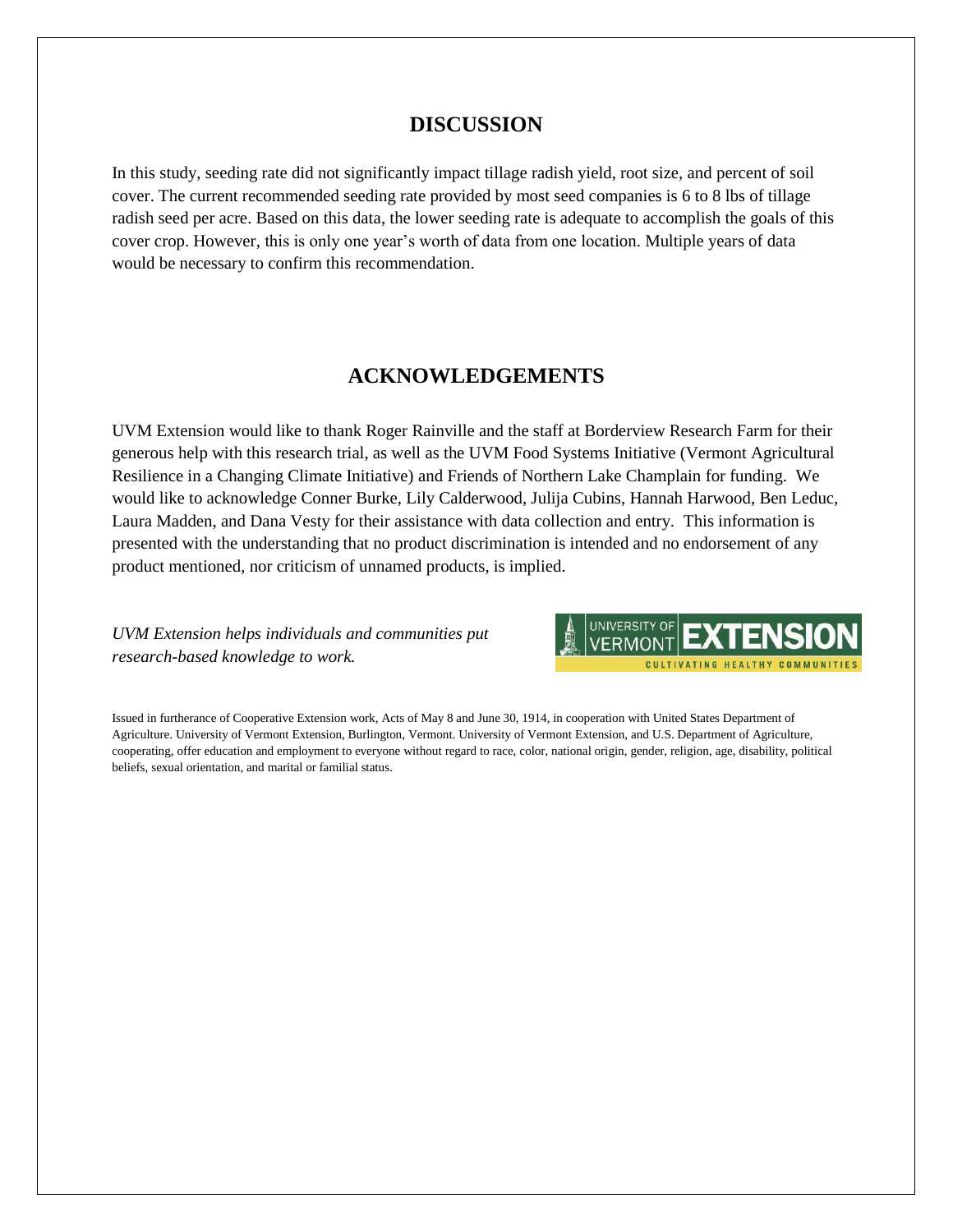## DISCUSSION

In this study, seeding rate did not significantly impact tillage radish yield, root size, and percent of soil cover. The current recommended seeding rate provided by most seed companies is 6 to 8 lbs of tillage radish seed per acre. Based on this data, the lower seeding rate is adequate to accomplish the goals of this cover crop. However, this is only one year's worth of data from one location. Multiple years of data would be necessary to confirm this recommendation.

## ACKNOWLEDGEMENTS

UVM Extension would like to thank Roger Rainville and the staff at Borderview Research Farm for their generous help with this research trial, as well as the UVM Food Systems Initiative (Vermont Agricultural Resilience in a Changing Climate Initiative) and Friends of Northern Lake Champlain for funding. We would like to acknowledge Conner Burke, Lily Calderwood, Julija Cubins, Hannah Harwood, Ben Leduc, Laura Madden, and Dana Vesty for their assistance with data collection and entry. This information is presented with the understanding that no product discrimination is intended and no endorsement of any product mentioned, nor criticism of unnamed products, is implied.

*UVM Extension helps individuals and communities put research-based knowledge to work.*

UNIVERSITY OF VERMONT EXTENSION
CULTIVATING HEALTHY COMMUNITIES

Issued in furtherance of Cooperative Extension work, Acts of May 8 and June 30, 1914, in cooperation with United States Department of Agriculture. University of Vermont Extension, Burlington, Vermont. University of Vermont Extension, and U.S. Department of Agriculture, cooperating, offer education and employment to everyone without regard to race, color, national origin, gender, religion, age, disability, political beliefs, sexual orientation, and marital or familial status.